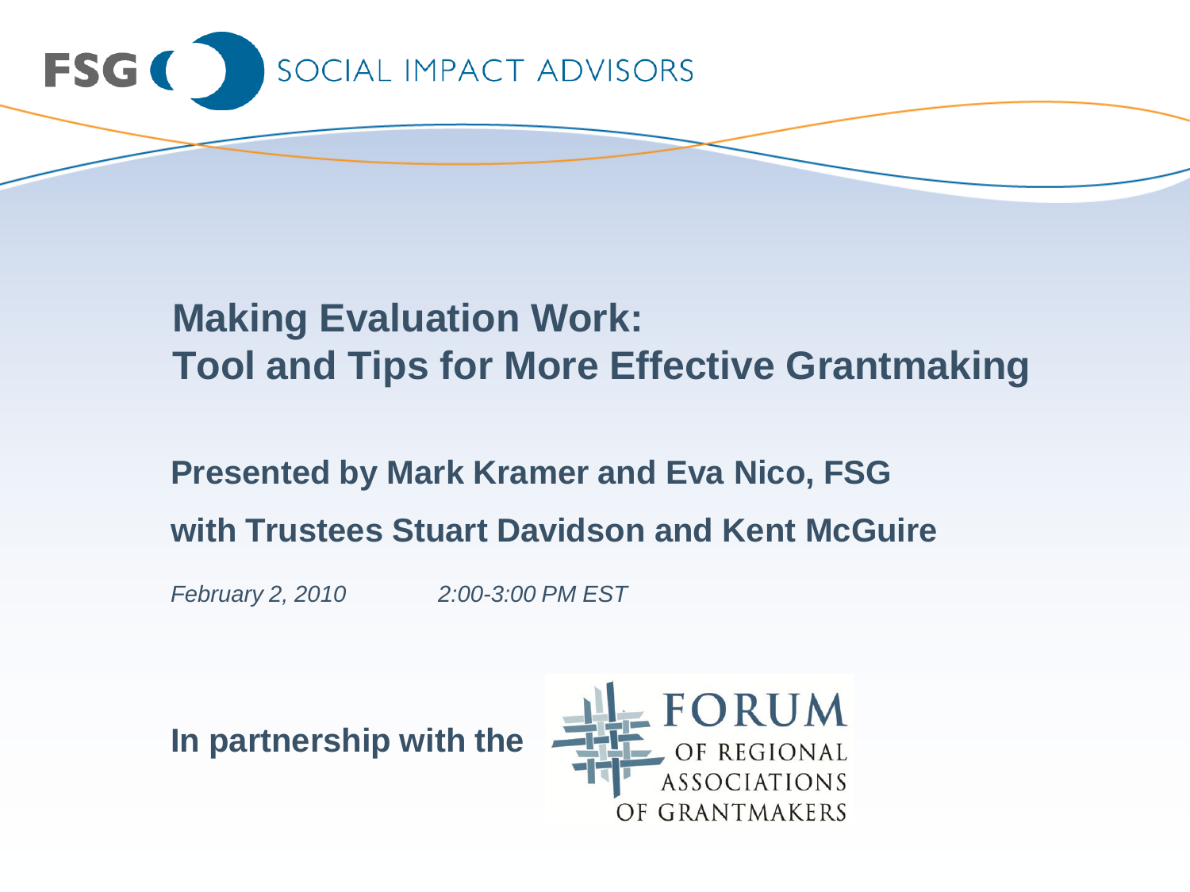FSG SOCIAL IMPACT ADVISORS

# Making Evaluation Work: Tool and Tips for More Effective Grantmaking

**Presented by Mark Kramer and Eva Nico, FSG**

**with Trustees Stuart Davidson and Kent McGuire**

*February 2, 2010* *2:00-3:00 PM EST*

**In partnership with the** FORUM OF REGIONAL ASSOCIATIONS OF GRANTMAKERS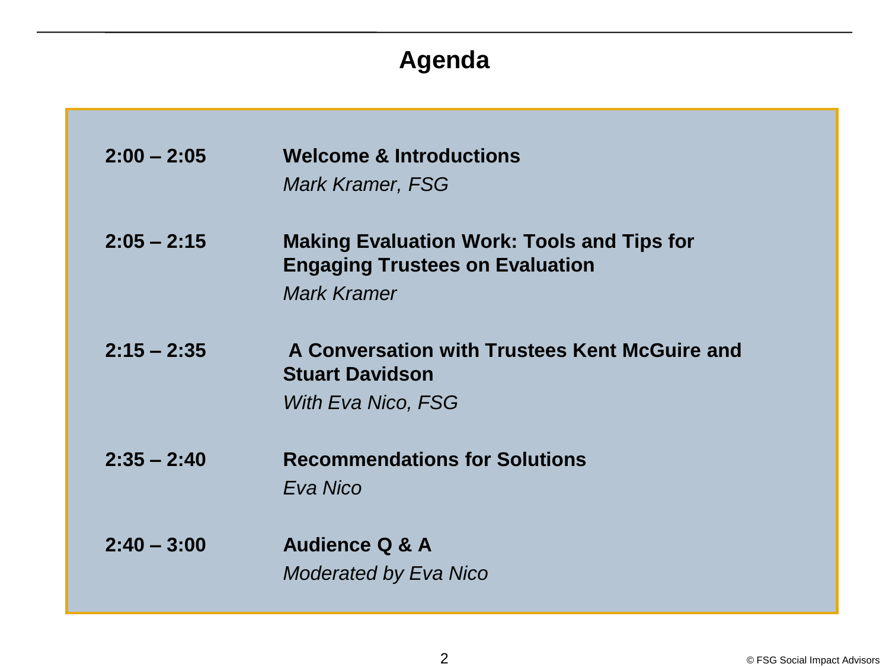# Agenda

| | |
|---|---|
| **2:00 – 2:05** | **Welcome & Introductions**<br>*Mark Kramer, FSG* |
| **2:05 – 2:15** | **Making Evaluation Work: Tools and Tips for Engaging Trustees on Evaluation**<br>*Mark Kramer* |
| **2:15 – 2:35** | **A Conversation with Trustees Kent McGuire and Stuart Davidson**<br>*With Eva Nico, FSG* |
| **2:35 – 2:40** | **Recommendations for Solutions**<br>*Eva Nico* |
| **2:40 – 3:00** | **Audience Q & A**<br>*Moderated by Eva Nico* |

© FSG Social Impact Advisors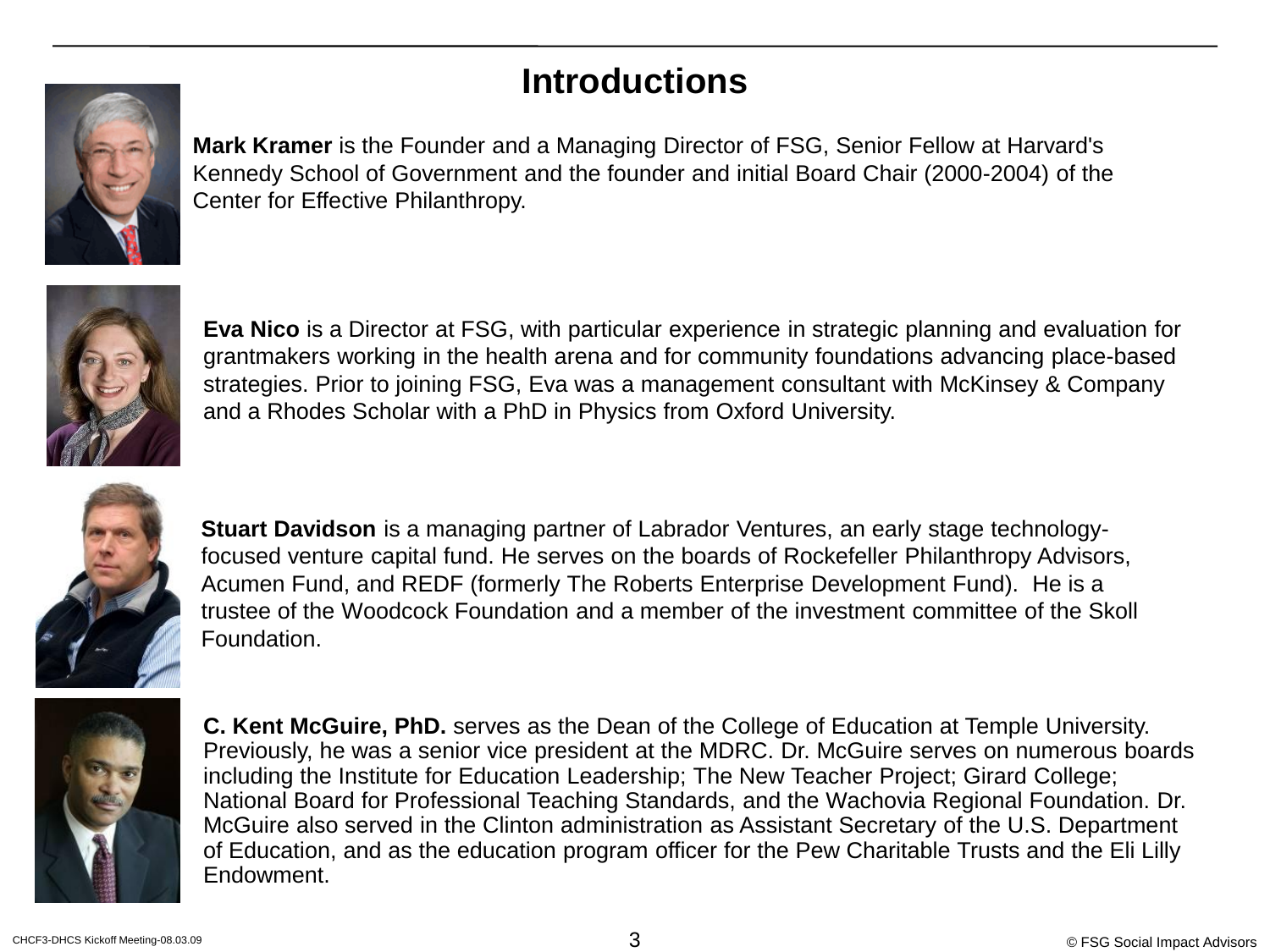# Introductions

**Mark Kramer** is the Founder and a Managing Director of FSG, Senior Fellow at Harvard's Kennedy School of Government and the founder and initial Board Chair (2000-2004) of the Center for Effective Philanthropy.

**Eva Nico** is a Director at FSG, with particular experience in strategic planning and evaluation for grantmakers working in the health arena and for community foundations advancing place-based strategies. Prior to joining FSG, Eva was a management consultant with McKinsey & Company and a Rhodes Scholar with a PhD in Physics from Oxford University.

**Stuart Davidson** is a managing partner of Labrador Ventures, an early stage technology-focused venture capital fund. He serves on the boards of Rockefeller Philanthropy Advisors, Acumen Fund, and REDF (formerly The Roberts Enterprise Development Fund). He is a trustee of the Woodcock Foundation and a member of the investment committee of the Skoll Foundation.

**C. Kent McGuire, PhD.** serves as the Dean of the College of Education at Temple University. Previously, he was a senior vice president at the MDRC. Dr. McGuire serves on numerous boards including the Institute for Education Leadership; The New Teacher Project; Girard College; National Board for Professional Teaching Standards, and the Wachovia Regional Foundation. Dr. McGuire also served in the Clinton administration as Assistant Secretary of the U.S. Department of Education, and as the education program officer for the Pew Charitable Trusts and the Eli Lilly Endowment.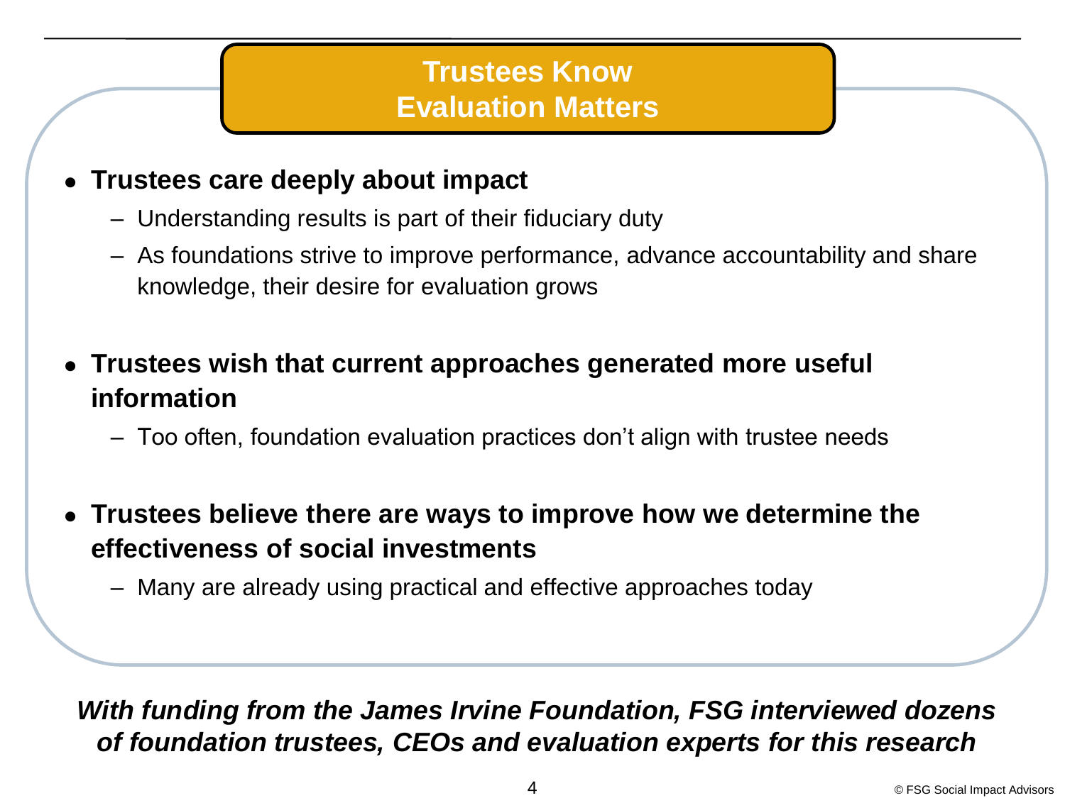# Trustees Know Evaluation Matters

- **Trustees care deeply about impact**
  - Understanding results is part of their fiduciary duty
  - As foundations strive to improve performance, advance accountability and share knowledge, their desire for evaluation grows
- **Trustees wish that current approaches generated more useful information**
  - Too often, foundation evaluation practices don't align with trustee needs
- **Trustees believe there are ways to improve how we determine the effectiveness of social investments**
  - Many are already using practical and effective approaches today

***With funding from the James Irvine Foundation, FSG interviewed dozens of foundation trustees, CEOs and evaluation experts for this research***

© FSG Social Impact Advisors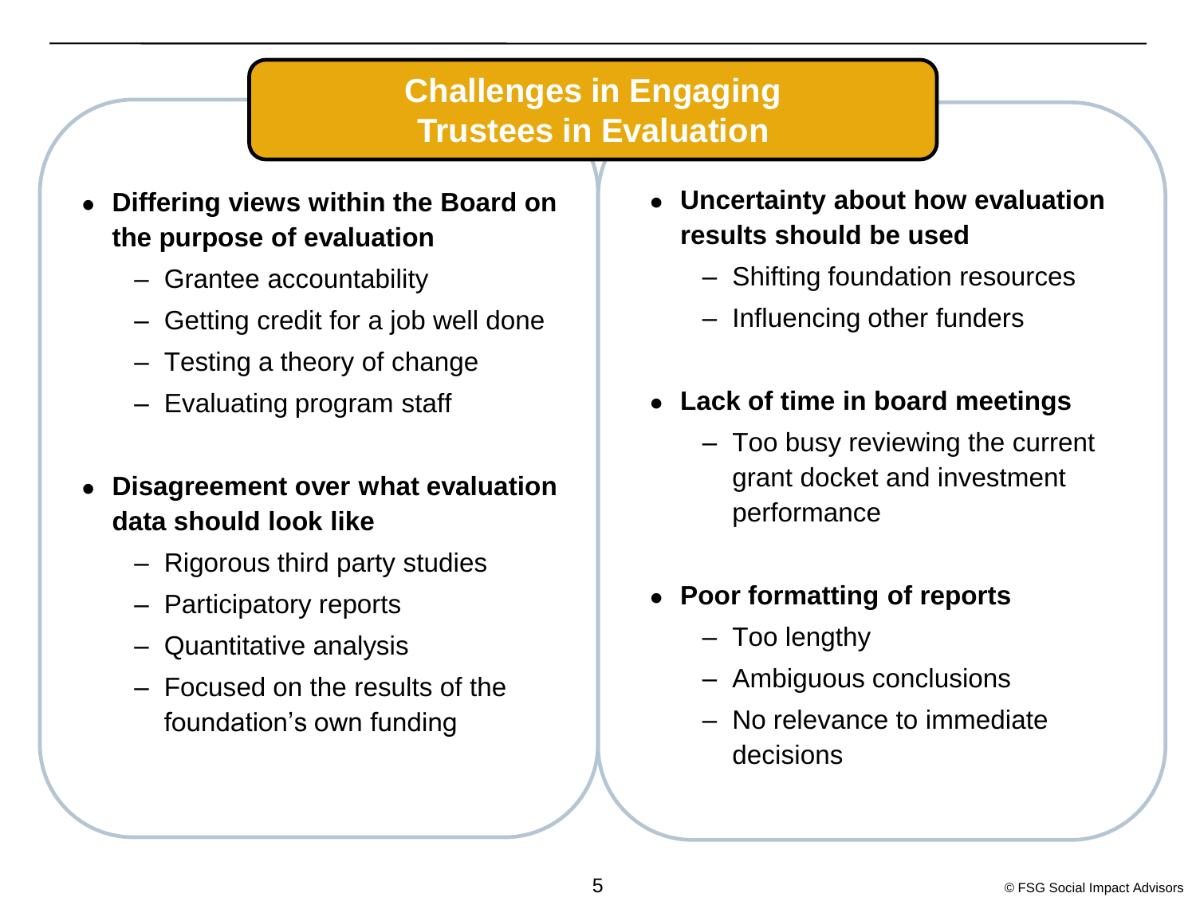# Challenges in Engaging Trustees in Evaluation

- **Differing views within the Board on the purpose of evaluation**
  - Grantee accountability
  - Getting credit for a job well done
  - Testing a theory of change
  - Evaluating program staff

- **Disagreement over what evaluation data should look like**
  - Rigorous third party studies
  - Participatory reports
  - Quantitative analysis
  - Focused on the results of the foundation's own funding

- **Uncertainty about how evaluation results should be used**
  - Shifting foundation resources
  - Influencing other funders

- **Lack of time in board meetings**
  - Too busy reviewing the current grant docket and investment performance

- **Poor formatting of reports**
  - Too lengthy
  - Ambiguous conclusions
  - No relevance to immediate decisions

© FSG Social Impact Advisors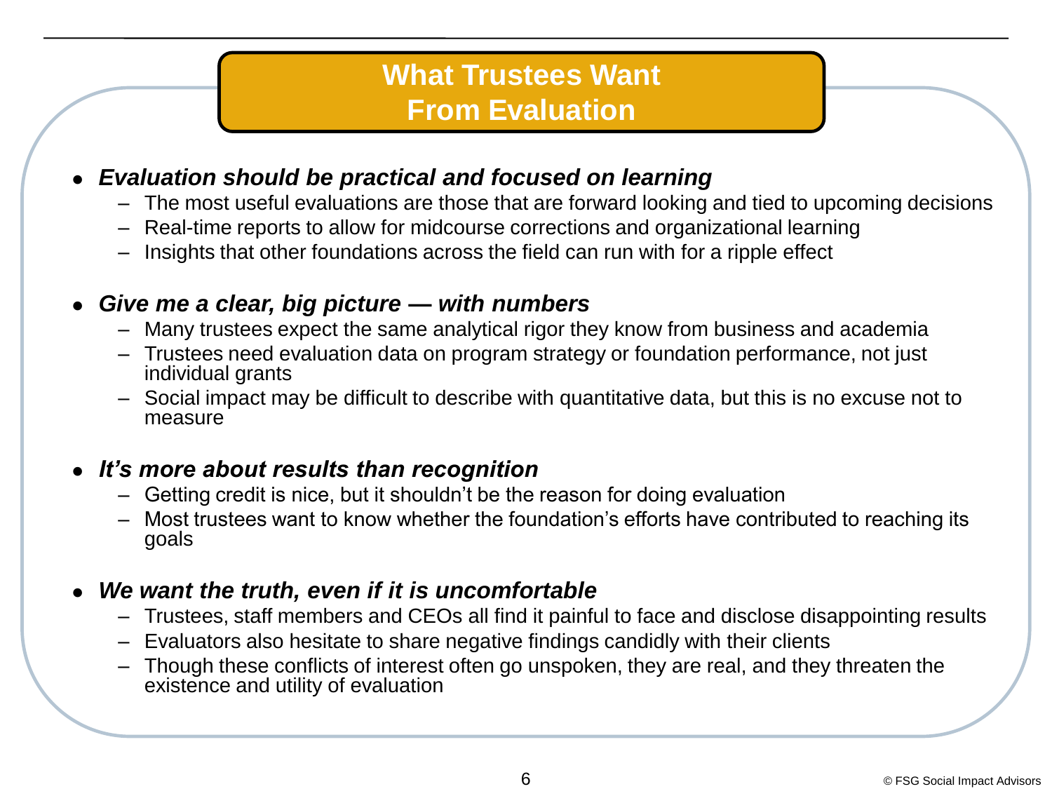# What Trustees Want From Evaluation

- ***Evaluation should be practical and focused on learning***
  - The most useful evaluations are those that are forward looking and tied to upcoming decisions
  - Real-time reports to allow for midcourse corrections and organizational learning
  - Insights that other foundations across the field can run with for a ripple effect

- ***Give me a clear, big picture — with numbers***
  - Many trustees expect the same analytical rigor they know from business and academia
  - Trustees need evaluation data on program strategy or foundation performance, not just individual grants
  - Social impact may be difficult to describe with quantitative data, but this is no excuse not to measure

- ***It's more about results than recognition***
  - Getting credit is nice, but it shouldn't be the reason for doing evaluation
  - Most trustees want to know whether the foundation's efforts have contributed to reaching its goals

- ***We want the truth, even if it is uncomfortable***
  - Trustees, staff members and CEOs all find it painful to face and disclose disappointing results
  - Evaluators also hesitate to share negative findings candidly with their clients
  - Though these conflicts of interest often go unspoken, they are real, and they threaten the existence and utility of evaluation

© FSG Social Impact Advisors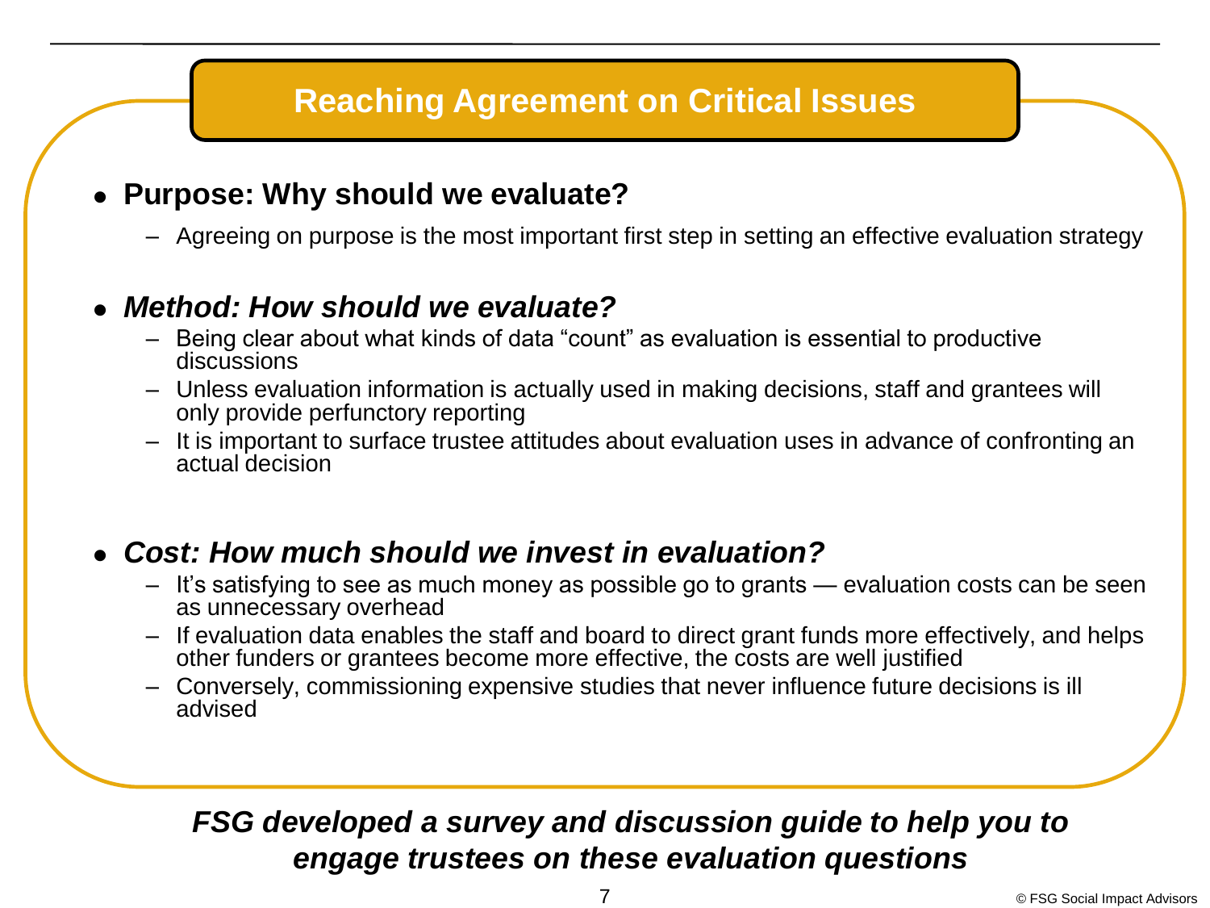## Reaching Agreement on Critical Issues

- **Purpose: Why should we evaluate?**
  - Agreeing on purpose is the most important first step in setting an effective evaluation strategy
- ***Method: How should we evaluate?***
  - Being clear about what kinds of data “count” as evaluation is essential to productive discussions
  - Unless evaluation information is actually used in making decisions, staff and grantees will only provide perfunctory reporting
  - It is important to surface trustee attitudes about evaluation uses in advance of confronting an actual decision
- ***Cost: How much should we invest in evaluation?***
  - It’s satisfying to see as much money as possible go to grants — evaluation costs can be seen as unnecessary overhead
  - If evaluation data enables the staff and board to direct grant funds more effectively, and helps other funders or grantees become more effective, the costs are well justified
  - Conversely, commissioning expensive studies that never influence future decisions is ill advised

***FSG developed a survey and discussion guide to help you to engage trustees on these evaluation questions***

© FSG Social Impact Advisors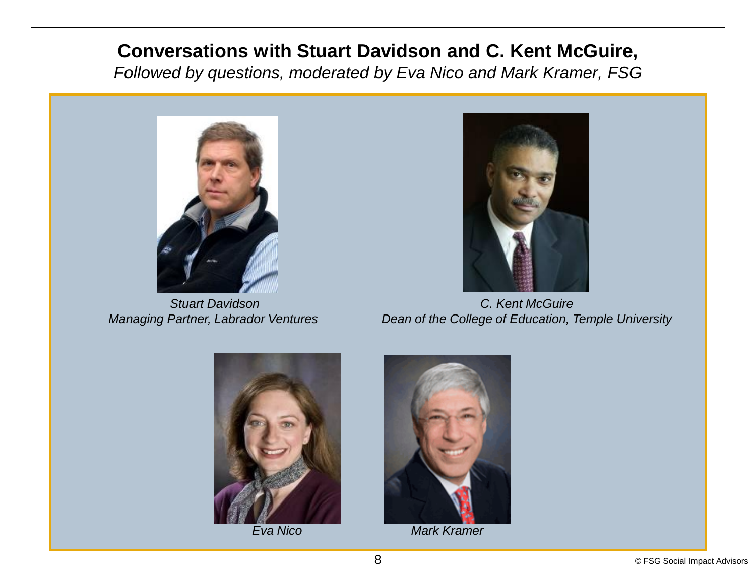## Conversations with Stuart Davidson and C. Kent McGuire,

*Followed by questions, moderated by Eva Nico and Mark Kramer, FSG*

*Stuart Davidson*
*Managing Partner, Labrador Ventures*

*C. Kent McGuire*
*Dean of the College of Education, Temple University*

*Eva Nico*

*Mark Kramer*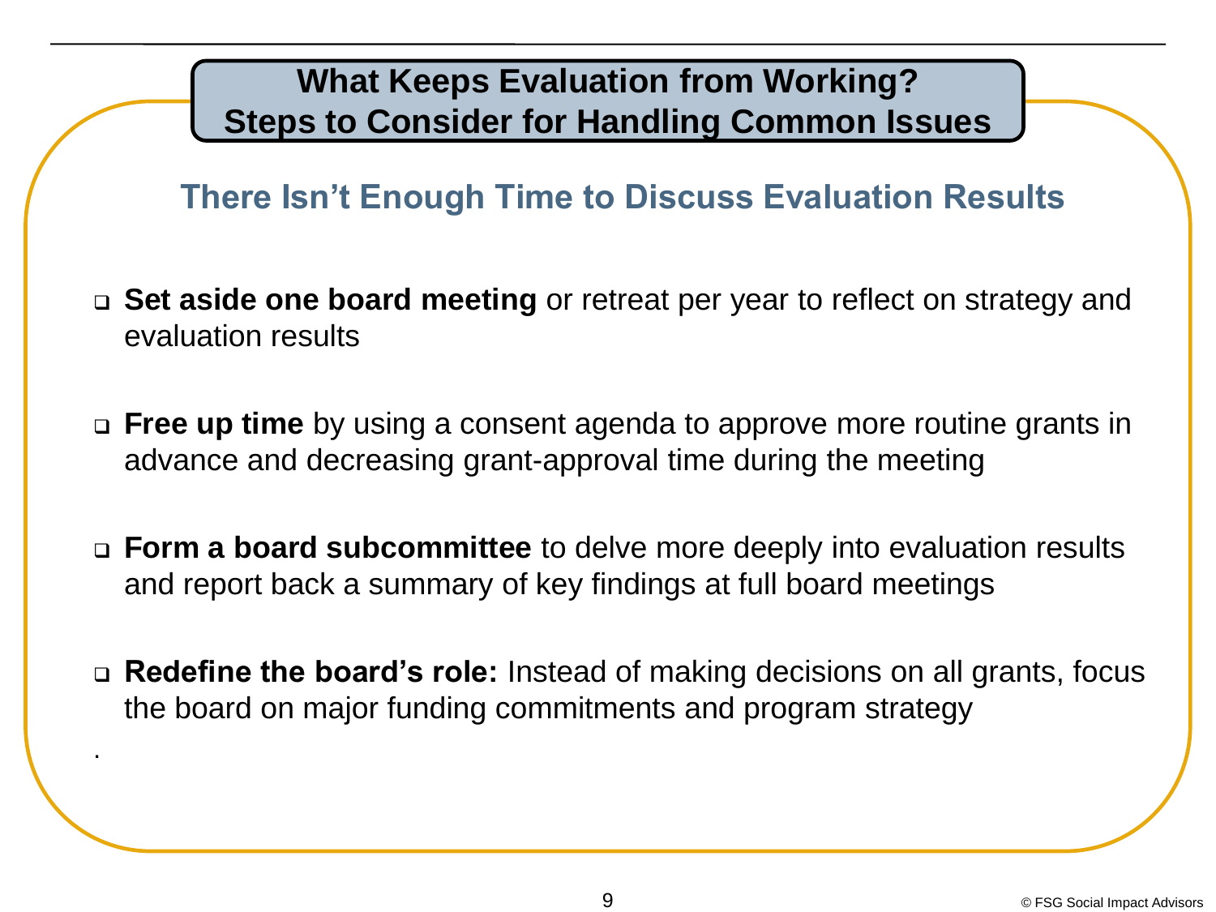## What Keeps Evaluation from Working?
## Steps to Consider for Handling Common Issues

### There Isn't Enough Time to Discuss Evaluation Results

- **Set aside one board meeting** or retreat per year to reflect on strategy and evaluation results
- **Free up time** by using a consent agenda to approve more routine grants in advance and decreasing grant-approval time during the meeting
- **Form a board subcommittee** to delve more deeply into evaluation results and report back a summary of key findings at full board meetings
- **Redefine the board's role:** Instead of making decisions on all grants, focus the board on major funding commitments and program strategy

.

© FSG Social Impact Advisors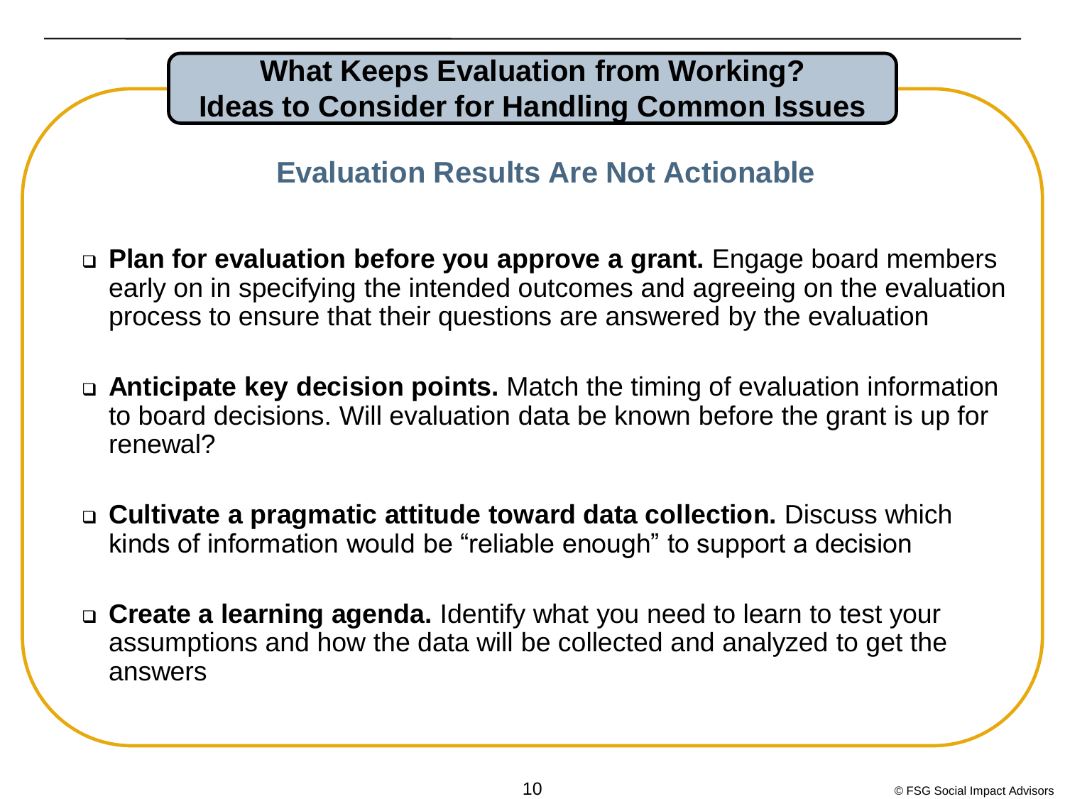# What Keeps Evaluation from Working?
# Ideas to Consider for Handling Common Issues

## Evaluation Results Are Not Actionable

- **Plan for evaluation before you approve a grant.** Engage board members early on in specifying the intended outcomes and agreeing on the evaluation process to ensure that their questions are answered by the evaluation
- **Anticipate key decision points.** Match the timing of evaluation information to board decisions. Will evaluation data be known before the grant is up for renewal?
- **Cultivate a pragmatic attitude toward data collection.** Discuss which kinds of information would be "reliable enough" to support a decision
- **Create a learning agenda.** Identify what you need to learn to test your assumptions and how the data will be collected and analyzed to get the answers

© FSG Social Impact Advisors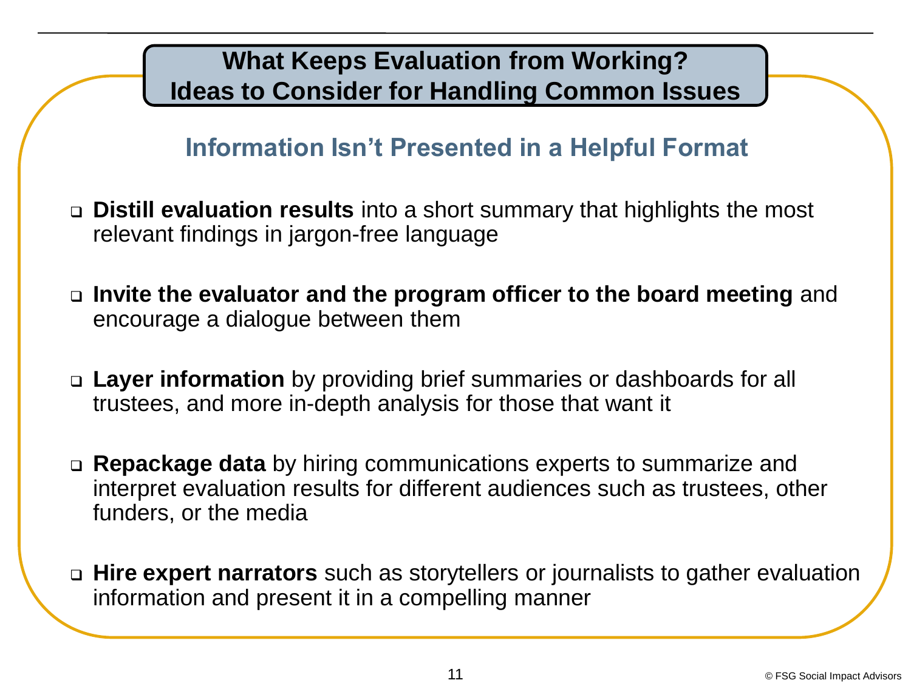# What Keeps Evaluation from Working? Ideas to Consider for Handling Common Issues

## Information Isn't Presented in a Helpful Format

- **Distill evaluation results** into a short summary that highlights the most relevant findings in jargon-free language
- **Invite the evaluator and the program officer to the board meeting** and encourage a dialogue between them
- **Layer information** by providing brief summaries or dashboards for all trustees, and more in-depth analysis for those that want it
- **Repackage data** by hiring communications experts to summarize and interpret evaluation results for different audiences such as trustees, other funders, or the media
- **Hire expert narrators** such as storytellers or journalists to gather evaluation information and present it in a compelling manner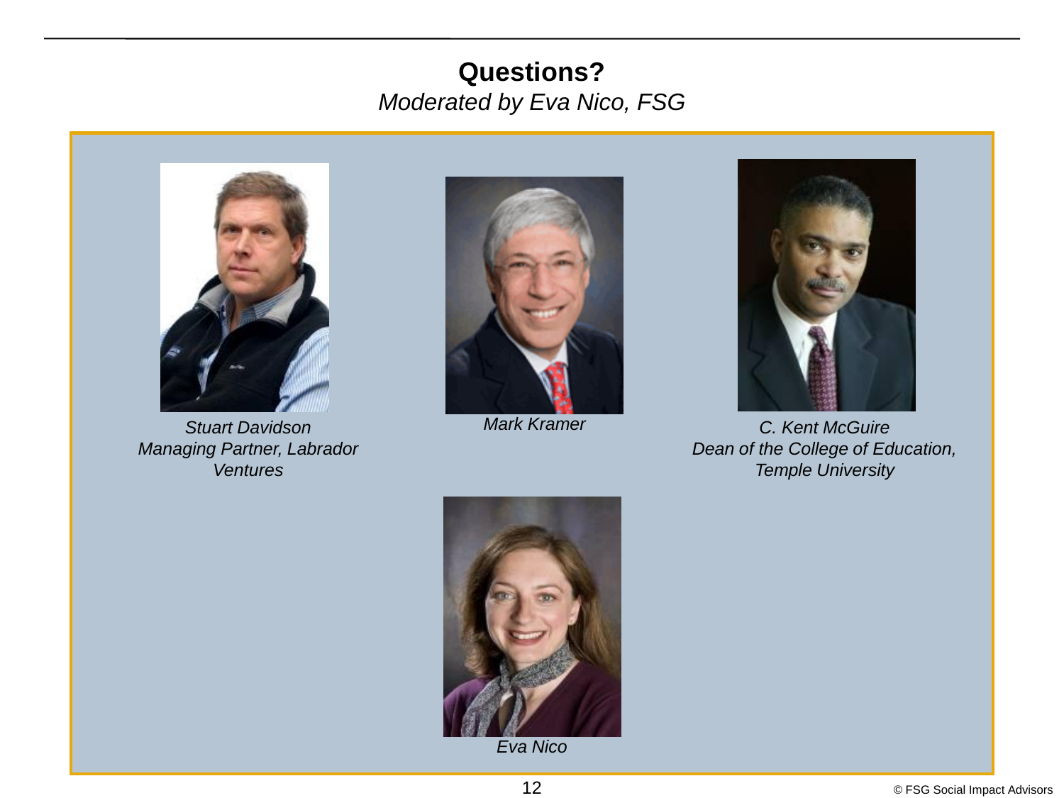# Questions?

*Moderated by Eva Nico, FSG*

*Stuart Davidson*
*Managing Partner, Labrador Ventures*

*Mark Kramer*

*C. Kent McGuire*
*Dean of the College of Education, Temple University*

*Eva Nico*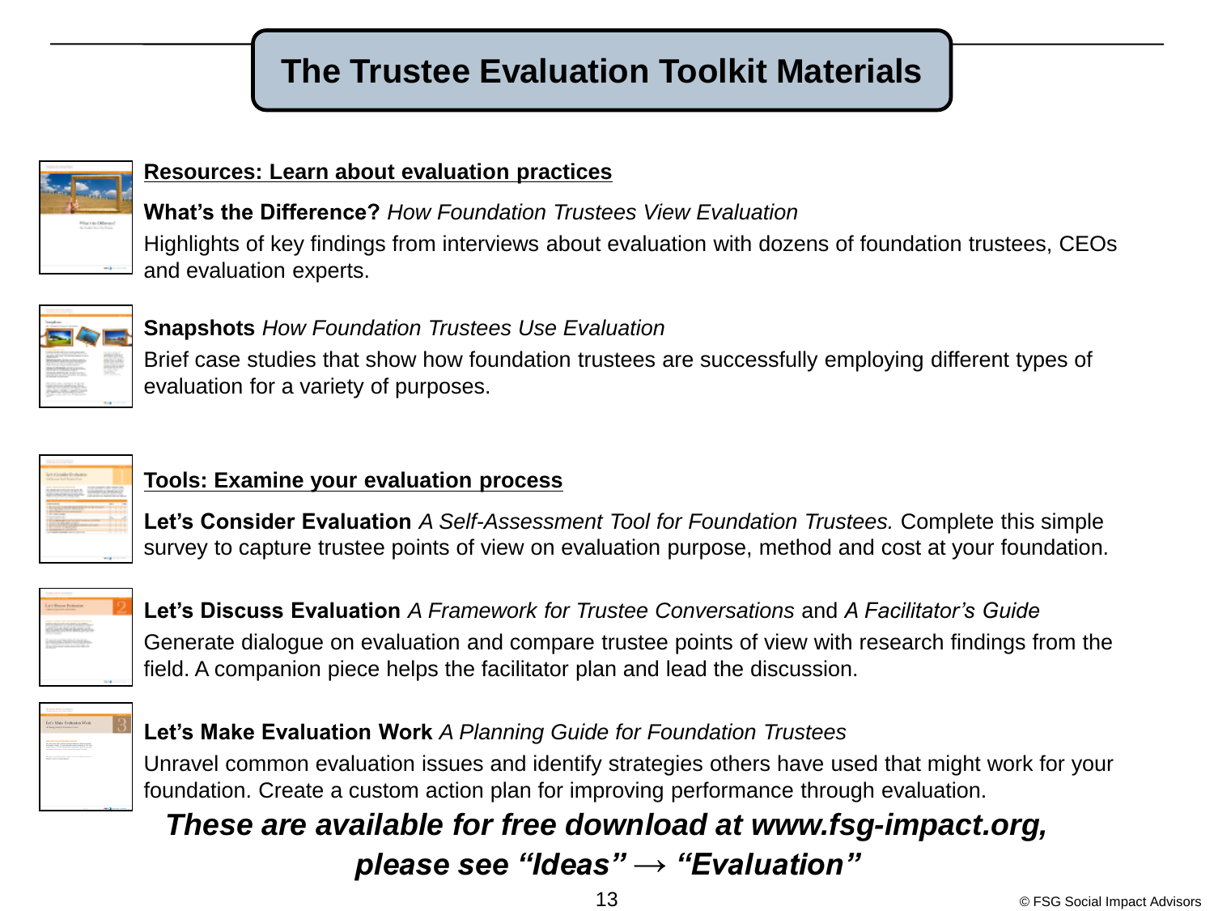# The Trustee Evaluation Toolkit Materials

**Resources: Learn about evaluation practices**

**What's the Difference?** *How Foundation Trustees View Evaluation*
Highlights of key findings from interviews about evaluation with dozens of foundation trustees, CEOs and evaluation experts.

**Snapshots** *How Foundation Trustees Use Evaluation*
Brief case studies that show how foundation trustees are successfully employing different types of evaluation for a variety of purposes.

**Tools: Examine your evaluation process**

**Let's Consider Evaluation** *A Self-Assessment Tool for Foundation Trustees.* Complete this simple survey to capture trustee points of view on evaluation purpose, method and cost at your foundation.

**Let's Discuss Evaluation** *A Framework for Trustee Conversations* and *A Facilitator's Guide*
Generate dialogue on evaluation and compare trustee points of view with research findings from the field. A companion piece helps the facilitator plan and lead the discussion.

**Let's Make Evaluation Work** *A Planning Guide for Foundation Trustees*
Unravel common evaluation issues and identify strategies others have used that might work for your foundation. Create a custom action plan for improving performance through evaluation.

***These are available for free download at www.fsg-impact.org, please see "Ideas" → "Evaluation"***

© FSG Social Impact Advisors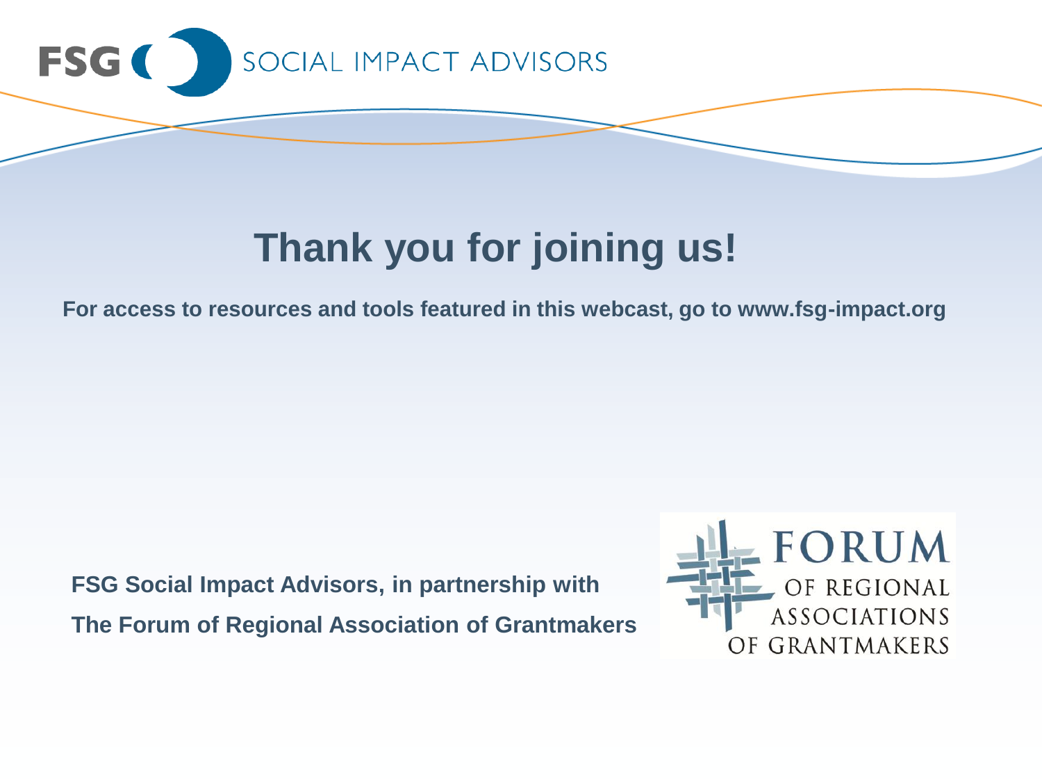FSG SOCIAL IMPACT ADVISORS

# Thank you for joining us!

**For access to resources and tools featured in this webcast, go to www.fsg-impact.org**

**FSG Social Impact Advisors, in partnership with**

**The Forum of Regional Association of Grantmakers**

FORUM OF REGIONAL ASSOCIATIONS OF GRANTMAKERS